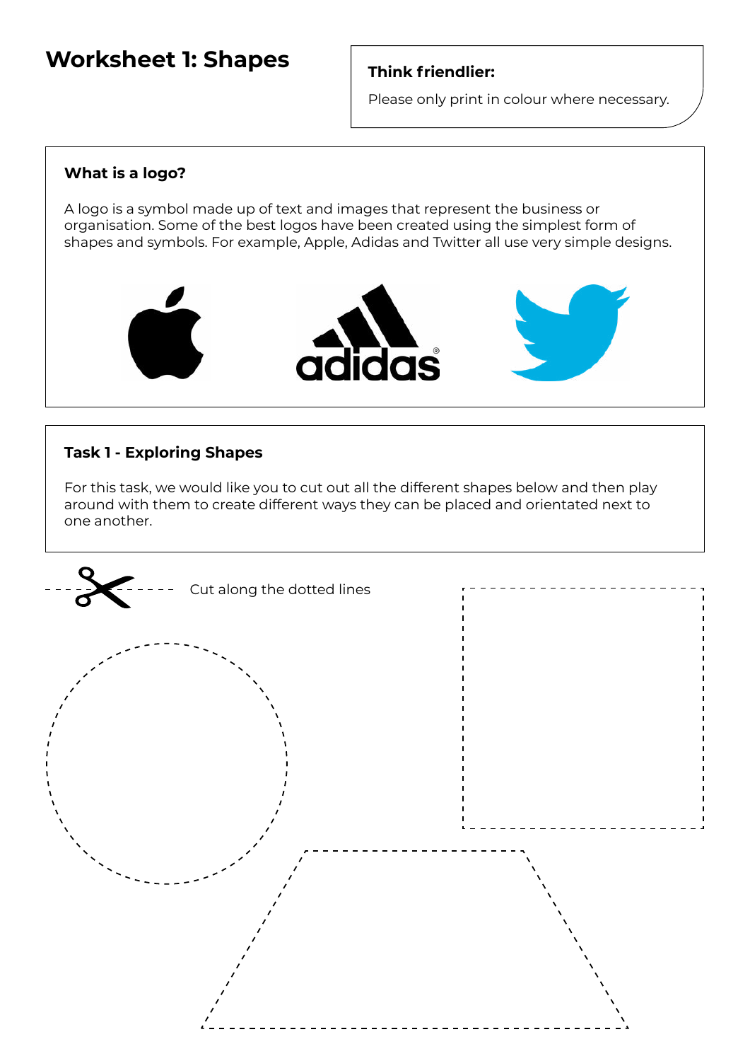# Worksheet 1: Shapes

**Think friendlier:**

Please only print in colour where necessary.

### What is a logo?

A logo is a symbol made up of text and images that represent the business or organisation. Some of the best logos have been created using the simplest form of shapes and symbols. For example, Apple, Adidas and Twitter all use very simple designs.

adidas

### Task 1 - Exploring Shapes

For this task, we would like you to cut out all the different shapes below and then play around with them to create different ways they can be placed and orientated next to one another.

Cut along the dotted lines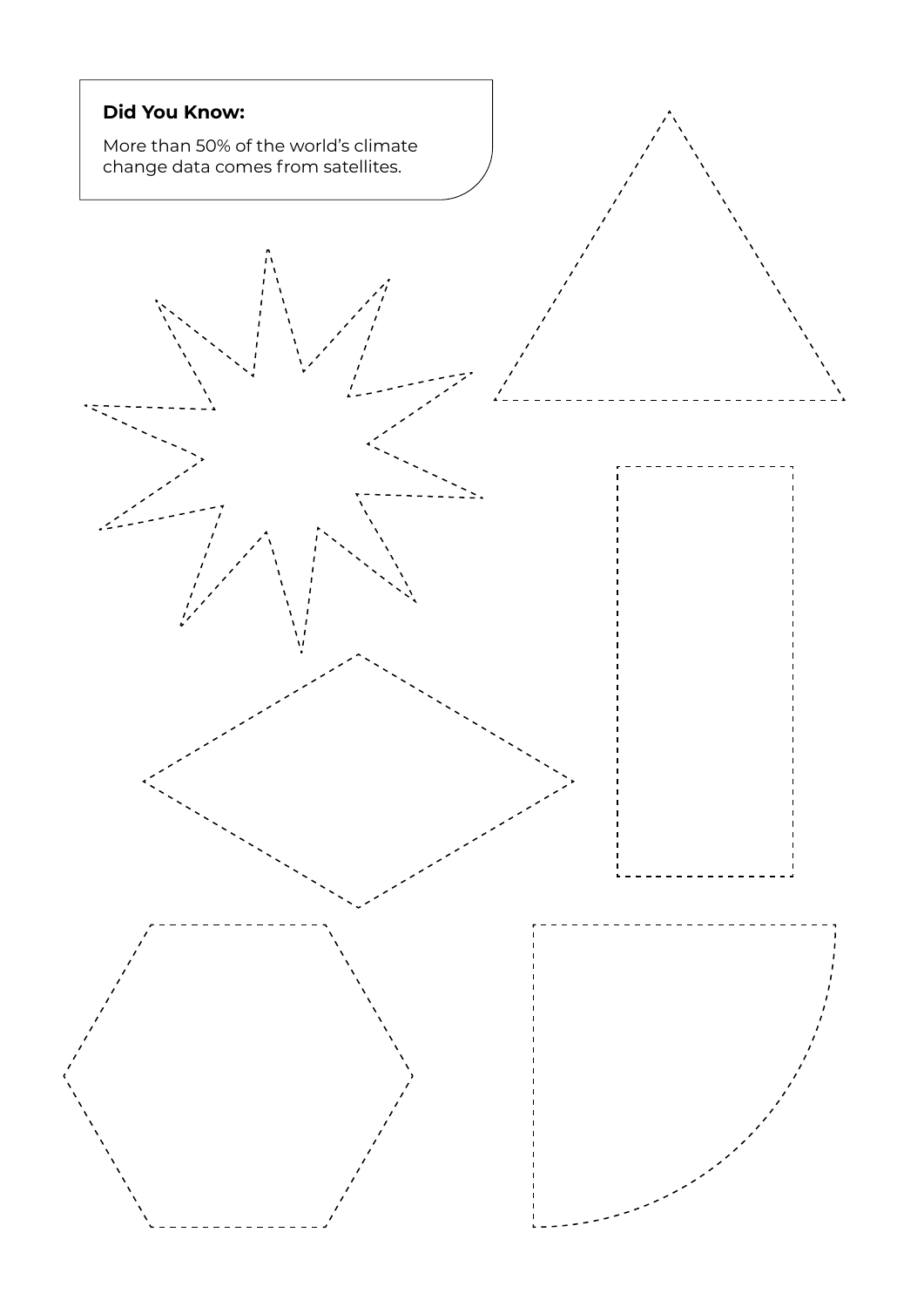**Did You Know:**

More than 50% of the world's climate change data comes from satellites.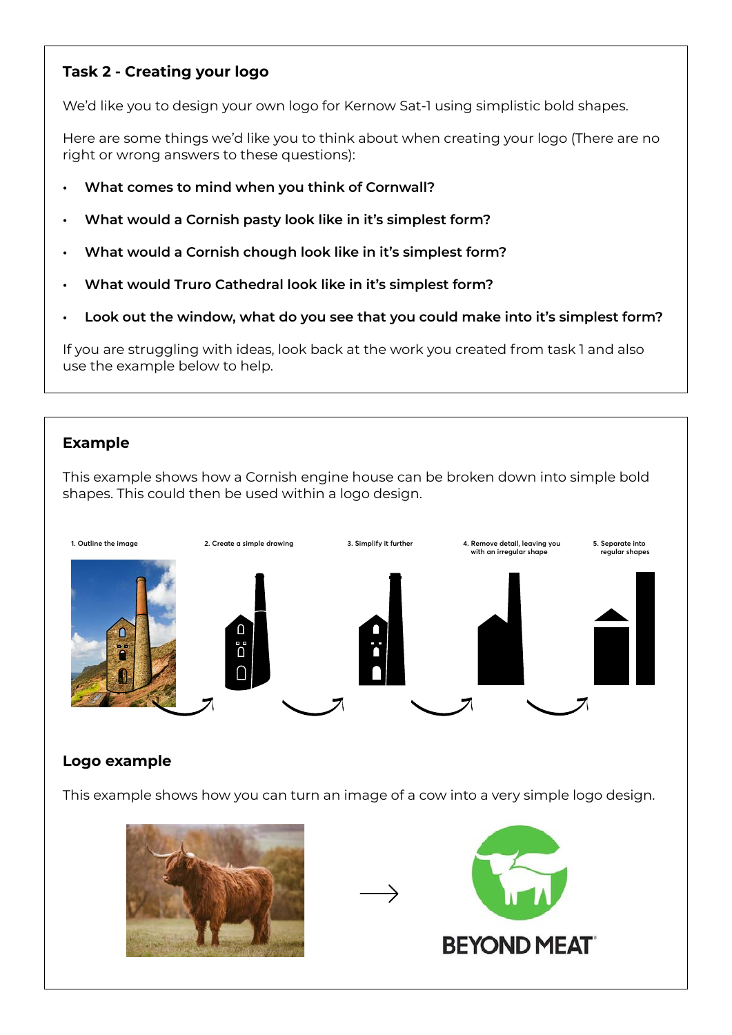## Task 2 - Creating your logo

We'd like you to design your own logo for Kernow Sat-1 using simplistic bold shapes.

Here are some things we'd like you to think about when creating your logo (There are no right or wrong answers to these questions):

- **What comes to mind when you think of Cornwall?**
- **What would a Cornish pasty look like in it's simplest form?**
- **What would a Cornish chough look like in it's simplest form?**
- **What would Truro Cathedral look like in it's simplest form?**
- **Look out the window, what do you see that you could make into it's simplest form?**

If you are struggling with ideas, look back at the work you created from task 1 and also use the example below to help.

## Example

This example shows how a Cornish engine house can be broken down into simple bold shapes. This could then be used within a logo design.

1. Outline the image
2. Create a simple drawing
3. Simplify it further
4. Remove detail, leaving you with an irregular shape
5. Separate into regular shapes

## Logo example

This example shows how you can turn an image of a cow into a very simple logo design.

BEYOND MEAT®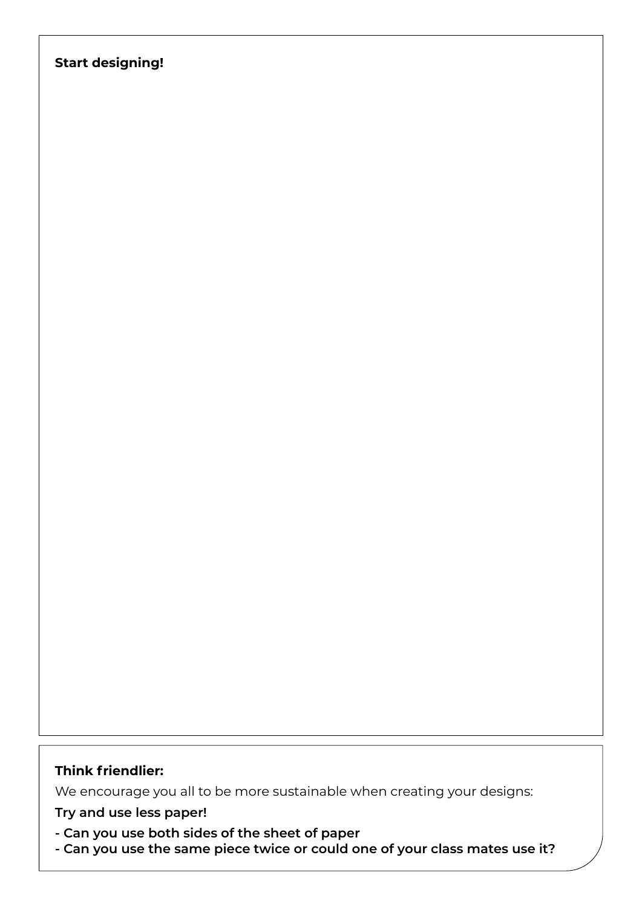**Start designing!**

**Think friendlier:**

We encourage you all to be more sustainable when creating your designs:

**Try and use less paper!**

**- Can you use both sides of the sheet of paper**
**- Can you use the same piece twice or could one of your class mates use it?**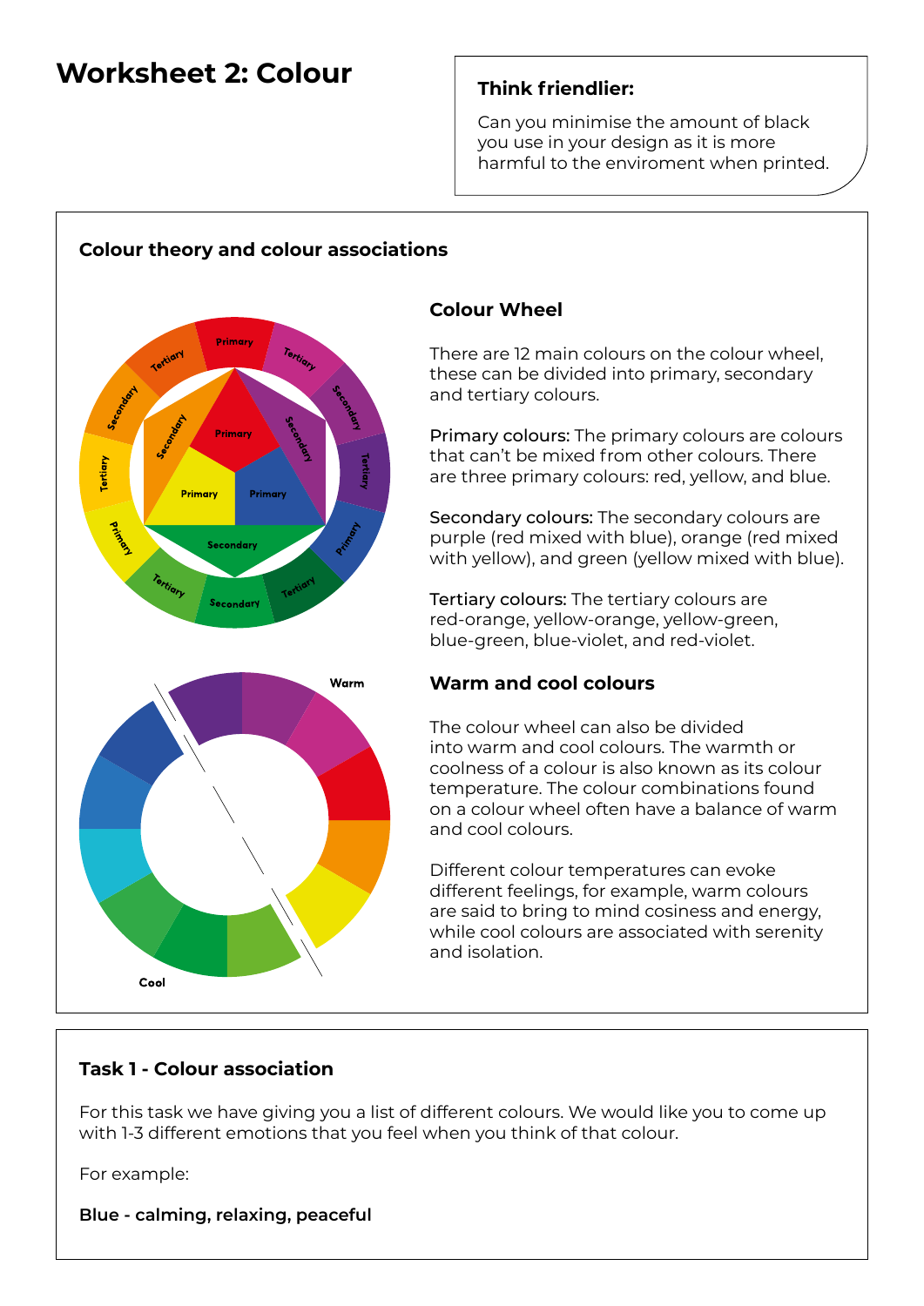# Worksheet 2: Colour

**Think friendlier:**

Can you minimise the amount of black you use in your design as it is more harmful to the enviroment when printed.

## Colour theory and colour associations

### Colour Wheel

There are 12 main colours on the colour wheel, these can be divided into primary, secondary and tertiary colours.

Primary colours: The primary colours are colours that can't be mixed from other colours. There are three primary colours: red, yellow, and blue.

Secondary colours: The secondary colours are purple (red mixed with blue), orange (red mixed with yellow), and green (yellow mixed with blue).

Tertiary colours: The tertiary colours are red-orange, yellow-orange, yellow-green, blue-green, blue-violet, and red-violet.

### Warm and cool colours

The colour wheel can also be divided into warm and cool colours. The warmth or coolness of a colour is also known as its colour temperature. The colour combinations found on a colour wheel often have a balance of warm and cool colours.

Different colour temperatures can evoke different feelings, for example, warm colours are said to bring to mind cosiness and energy, while cool colours are associated with serenity and isolation.

## Task 1 - Colour association

For this task we have giving you a list of different colours. We would like you to come up with 1-3 different emotions that you feel when you think of that colour.

For example:

**Blue - calming, relaxing, peaceful**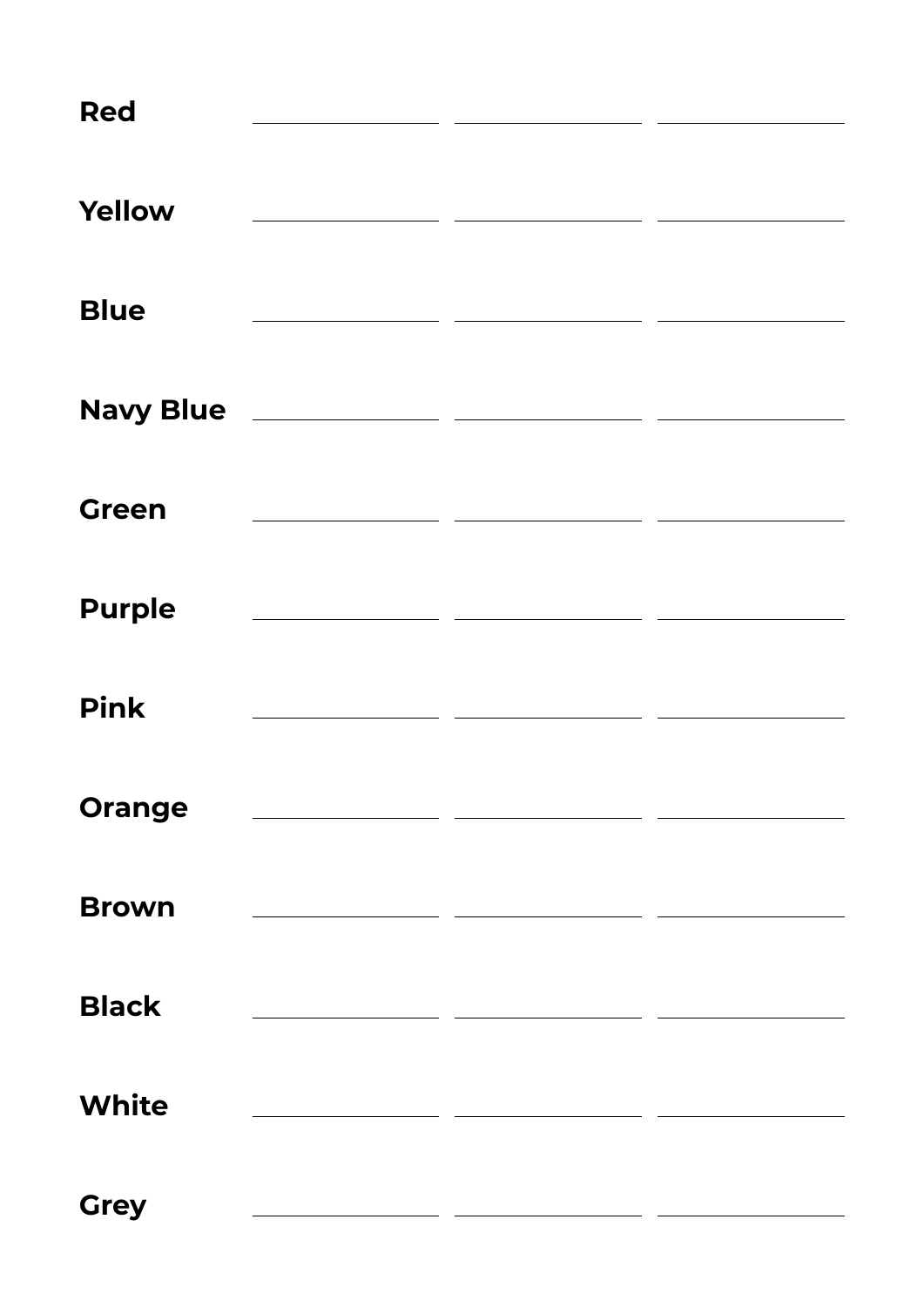| | | | |
|---|---|---|---|
| **Red** | | | |
| **Yellow** | | | |
| **Blue** | | | |
| **Navy Blue** | | | |
| **Green** | | | |
| **Purple** | | | |
| **Pink** | | | |
| **Orange** | | | |
| **Brown** | | | |
| **Black** | | | |
| **White** | | | |
| **Grey** | | | |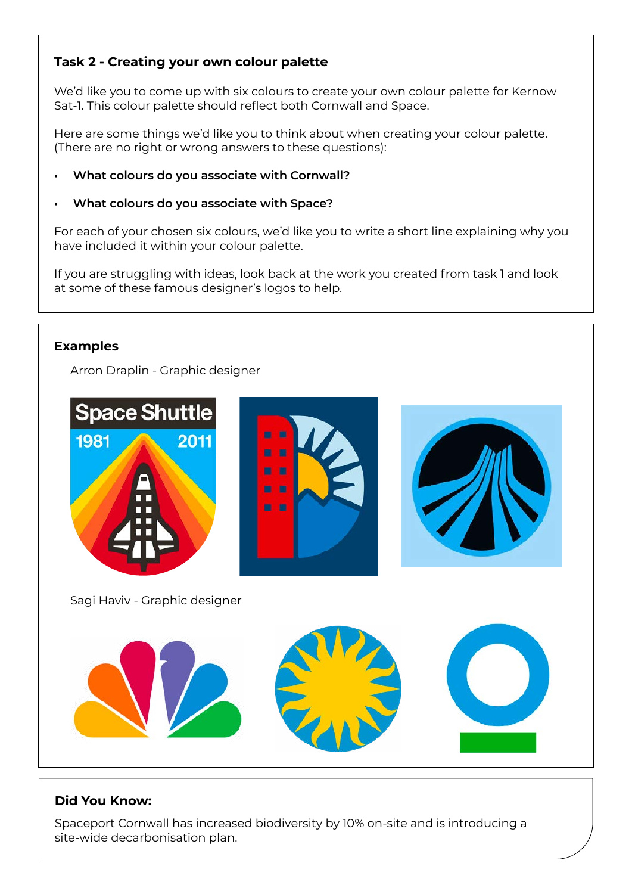### Task 2 - Creating your own colour palette

We'd like you to come up with six colours to create your own colour palette for Kernow Sat-1. This colour palette should reflect both Cornwall and Space.

Here are some things we'd like you to think about when creating your colour palette. (There are no right or wrong answers to these questions):

- **What colours do you associate with Cornwall?**
- **What colours do you associate with Space?**

For each of your chosen six colours, we'd like you to write a short line explaining why you have included it within your colour palette.

If you are struggling with ideas, look back at the work you created from task 1 and look at some of these famous designer's logos to help.

### Examples

Arron Draplin - Graphic designer

Sagi Haviv - Graphic designer

### Did You Know:

Spaceport Cornwall has increased biodiversity by 10% on-site and is introducing a site-wide decarbonisation plan.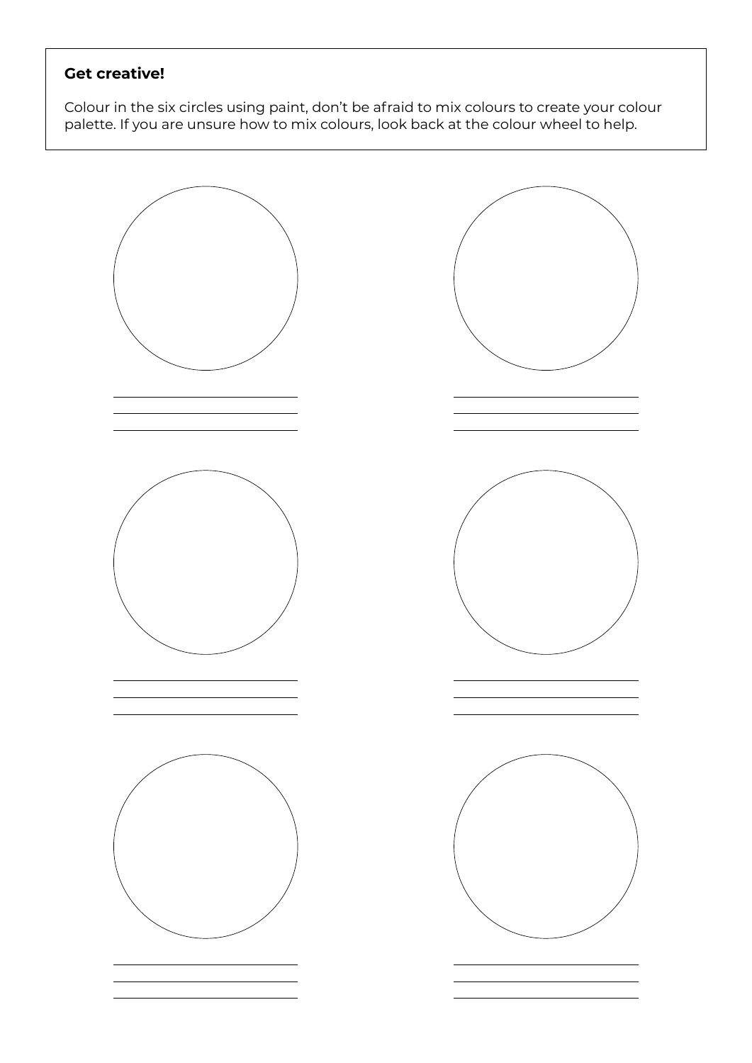**Get creative!**

Colour in the six circles using paint, don't be afraid to mix colours to create your colour palette. If you are unsure how to mix colours, look back at the colour wheel to help.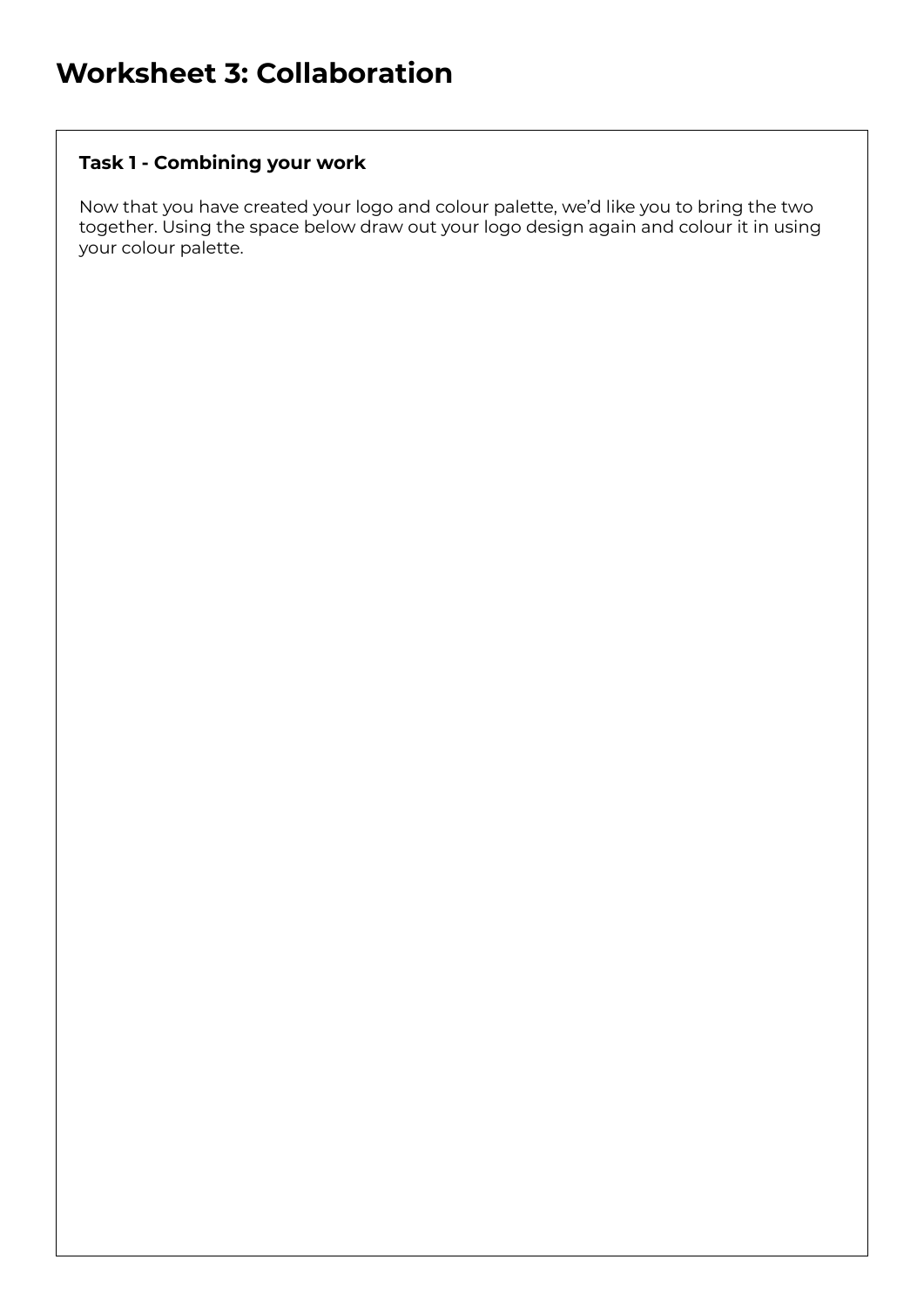# Worksheet 3: Collaboration

### Task 1 - Combining your work

Now that you have created your logo and colour palette, we'd like you to bring the two together. Using the space below draw out your logo design again and colour it in using your colour palette.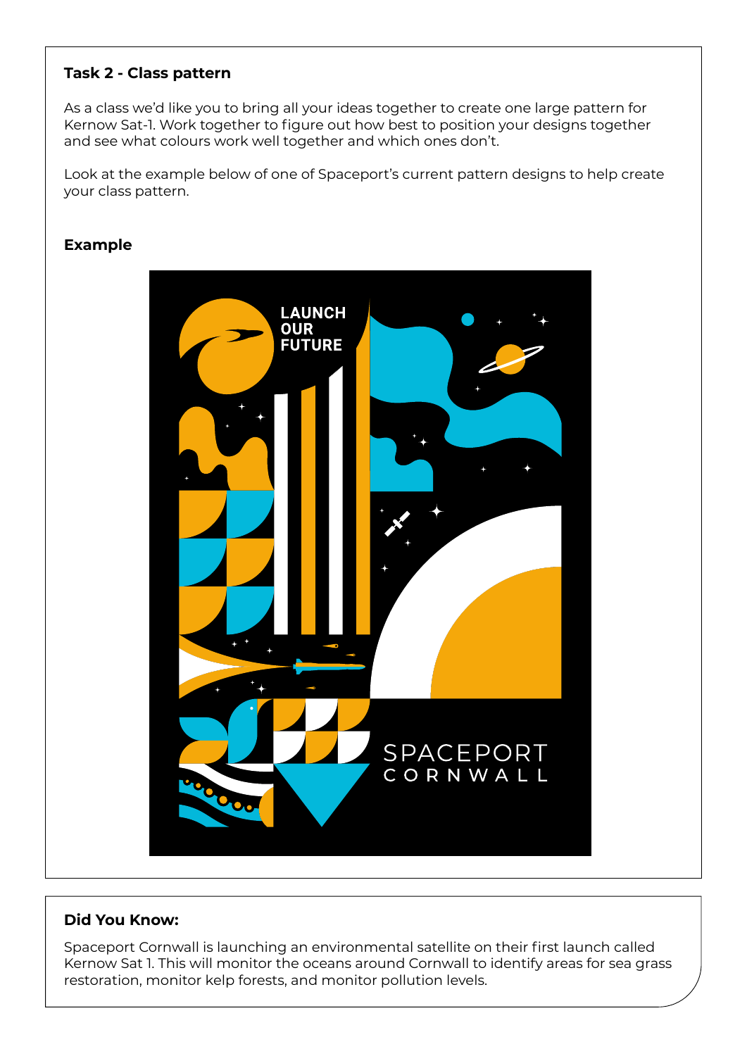**Task 2 - Class pattern**

As a class we'd like you to bring all your ideas together to create one large pattern for Kernow Sat-1. Work together to figure out how best to position your designs together and see what colours work well together and which ones don't.

Look at the example below of one of Spaceport's current pattern designs to help create your class pattern.

**Example**

**Did You Know:**

Spaceport Cornwall is launching an environmental satellite on their first launch called Kernow Sat 1. This will monitor the oceans around Cornwall to identify areas for sea grass restoration, monitor kelp forests, and monitor pollution levels.